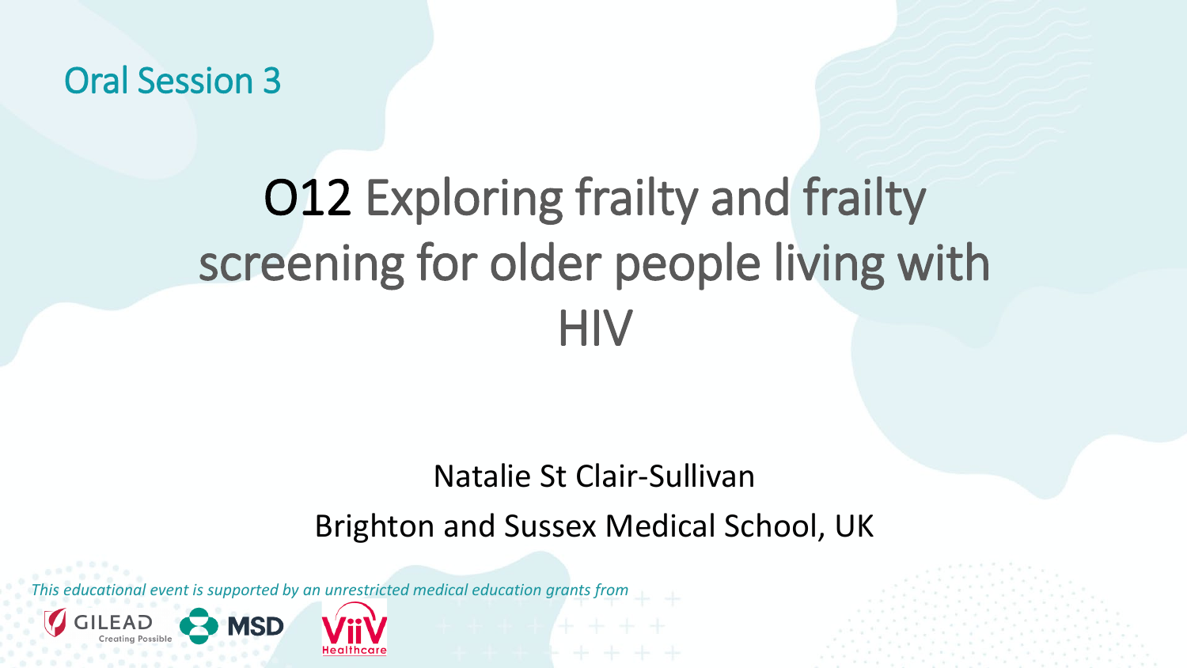Oral Session 3

# O12 Exploring frailty and frailty screening for older people living with HIV

Natalie St Clair-Sullivan

Brighton and Sussex Medical School, UK

*This educational event is supported by an unrestricted medical education grants from*

GILEAD Creating Possible | MSD | ViiV Healthcare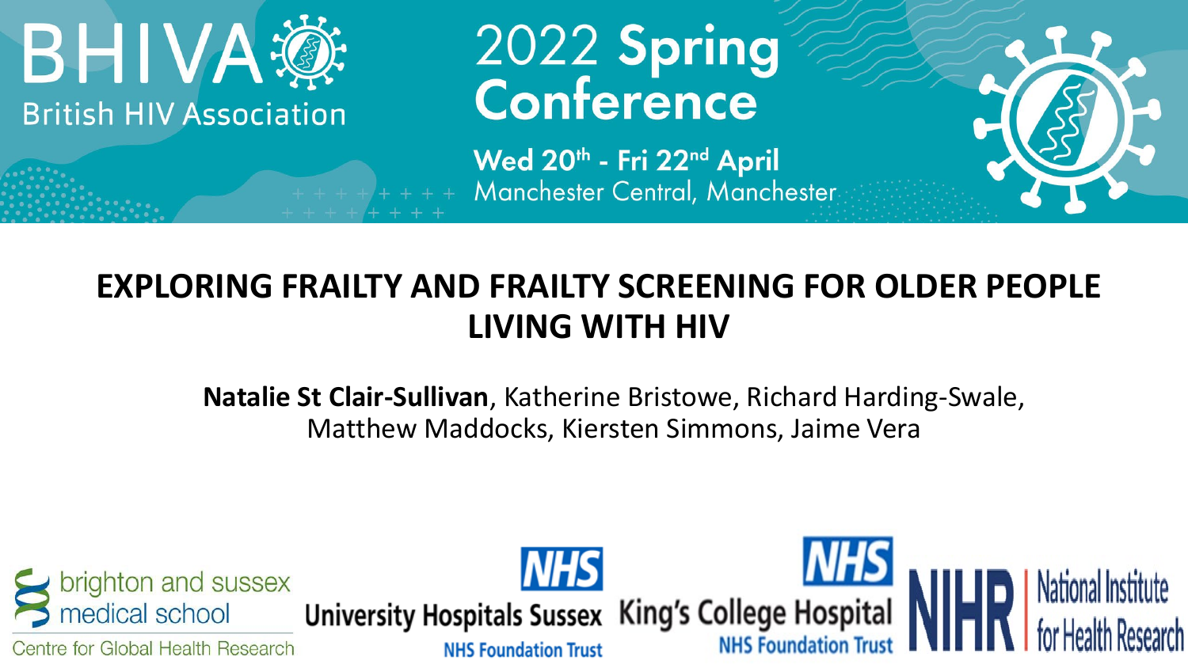BHIVA

British HIV Association

2022 **Spring Conference**

**Wed 20th - Fri 22nd April**

Manchester Central, Manchester

# EXPLORING FRAILTY AND FRAILTY SCREENING FOR OLDER PEOPLE LIVING WITH HIV

**Natalie St Clair-Sullivan**, Katherine Bristowe, Richard Harding-Swale, Matthew Maddocks, Kiersten Simmons, Jaime Vera

brighton and sussex medical school
Centre for Global Health Research

NHS University Hospitals Sussex NHS Foundation Trust

NHS King's College Hospital NHS Foundation Trust

NIHR | National Institute for Health Research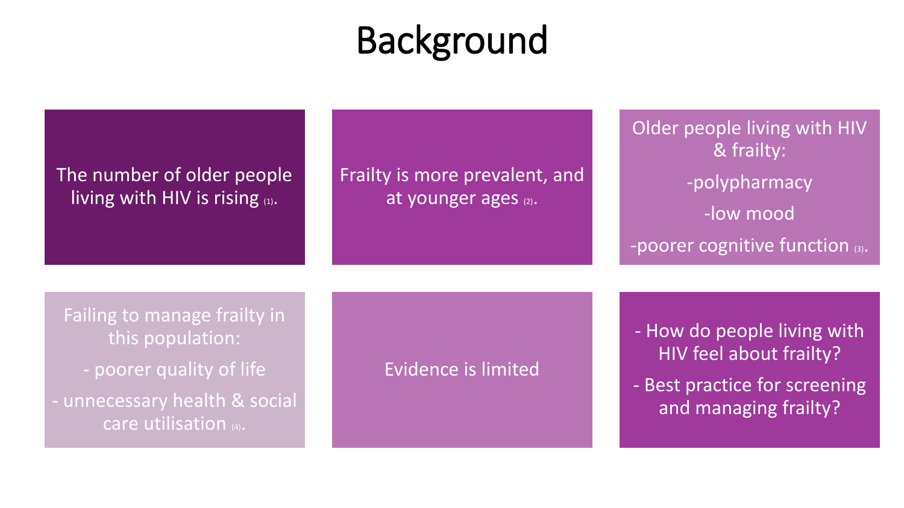# Background

The number of older people living with HIV is rising [(1)].

Frailty is more prevalent, and at younger ages [(2)].

Older people living with HIV & frailty:

-polypharmacy

-low mood

-poorer cognitive function [(3)].

Failing to manage frailty in this population:

- poorer quality of life
- unnecessary health & social care utilisation [(4)].

Evidence is limited

- How do people living with HIV feel about frailty?
- Best practice for screening and managing frailty?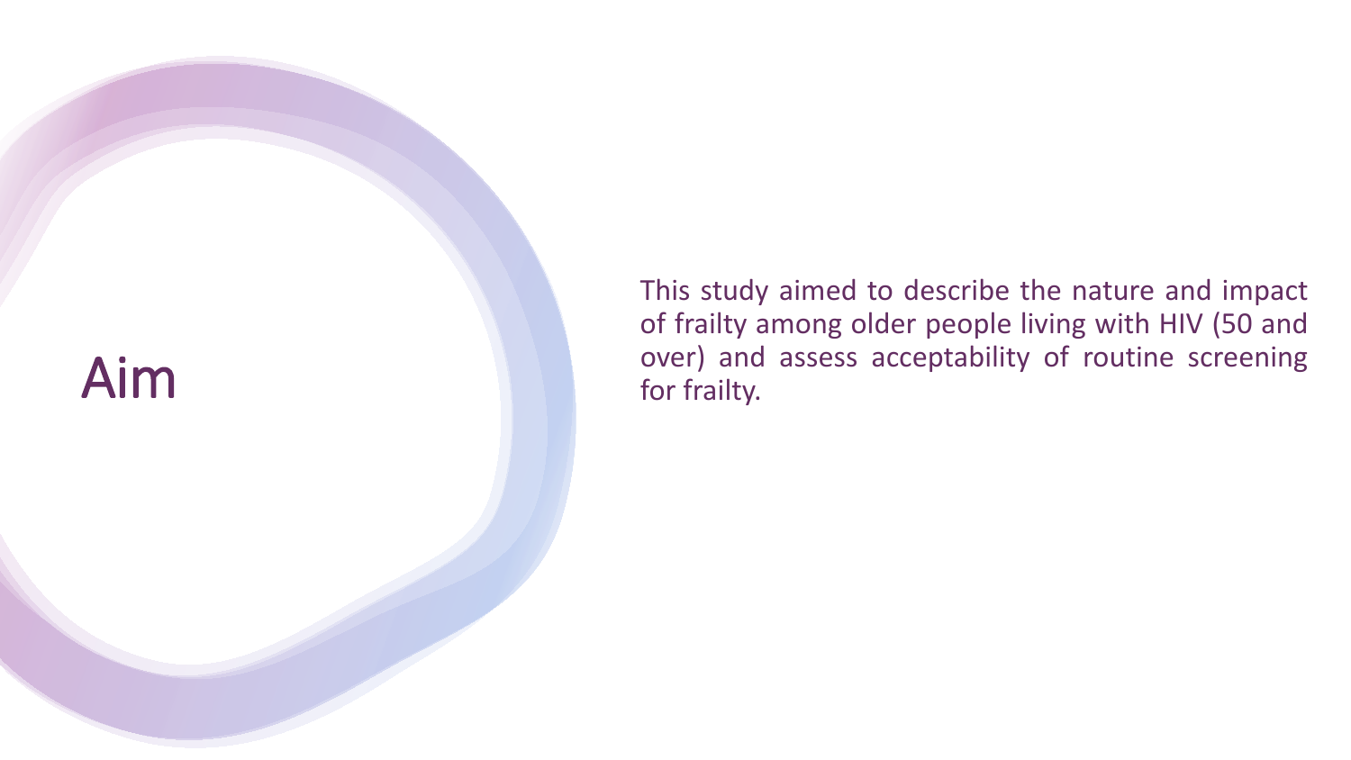# Aim

This study aimed to describe the nature and impact of frailty among older people living with HIV (50 and over) and assess acceptability of routine screening for frailty.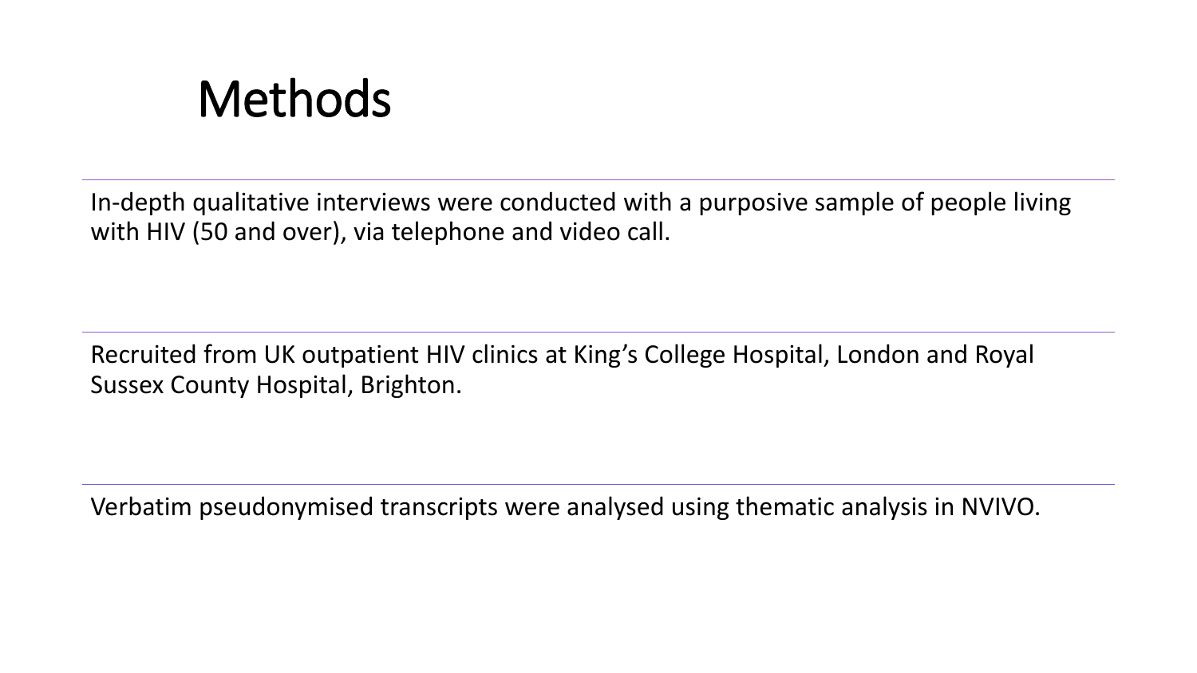# Methods

In-depth qualitative interviews were conducted with a purposive sample of people living with HIV (50 and over), via telephone and video call.

Recruited from UK outpatient HIV clinics at King's College Hospital, London and Royal Sussex County Hospital, Brighton.

Verbatim pseudonymised transcripts were analysed using thematic analysis in NVIVO.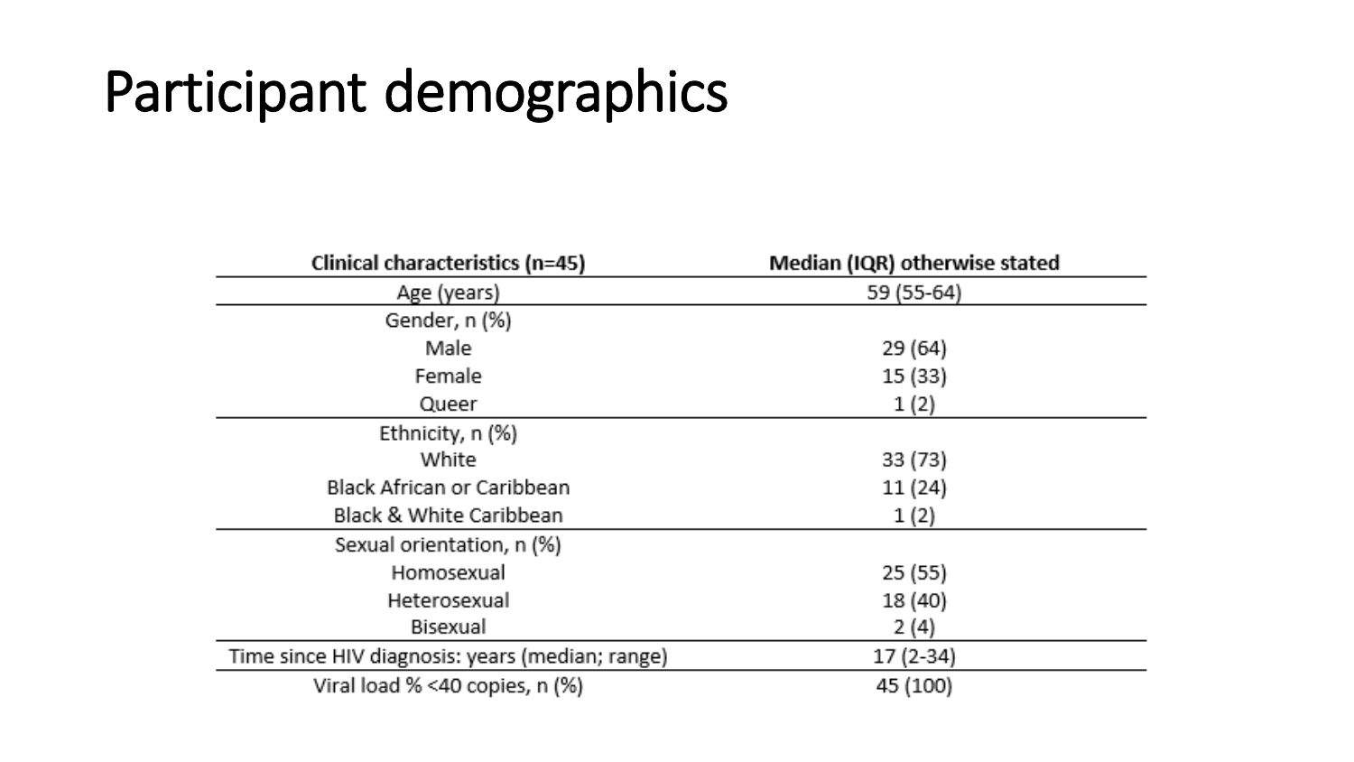# Participant demographics

| Clinical characteristics (n=45) | Median (IQR) otherwise stated |
|---|---|
| Age (years) | 59 (55-64) |
| Gender, n (%) | |
| Male | 29 (64) |
| Female | 15 (33) |
| Queer | 1 (2) |
| Ethnicity, n (%) | |
| White | 33 (73) |
| Black African or Caribbean | 11 (24) |
| Black & White Caribbean | 1 (2) |
| Sexual orientation, n (%) | |
| Homosexual | 25 (55) |
| Heterosexual | 18 (40) |
| Bisexual | 2 (4) |
| Time since HIV diagnosis: years (median; range) | 17 (2-34) |
| Viral load % <40 copies, n (%) | 45 (100) |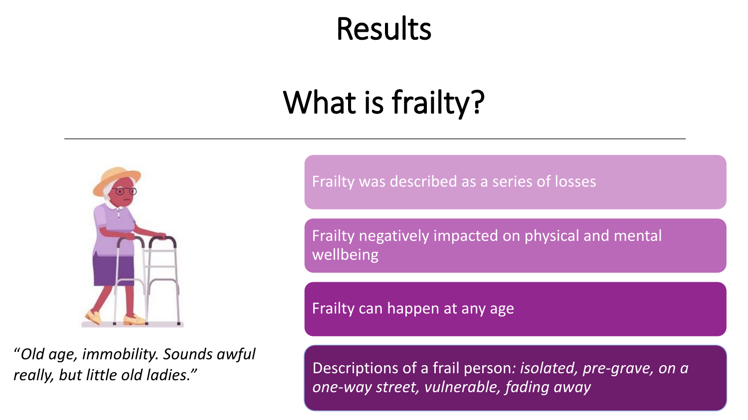# Results

## What is frailty?

*"Old age, immobility. Sounds awful really, but little old ladies."*

- Frailty was described as a series of losses
- Frailty negatively impacted on physical and mental wellbeing
- Frailty can happen at any age
- Descriptions of a frail person: *isolated, pre-grave, on a one-way street, vulnerable, fading away*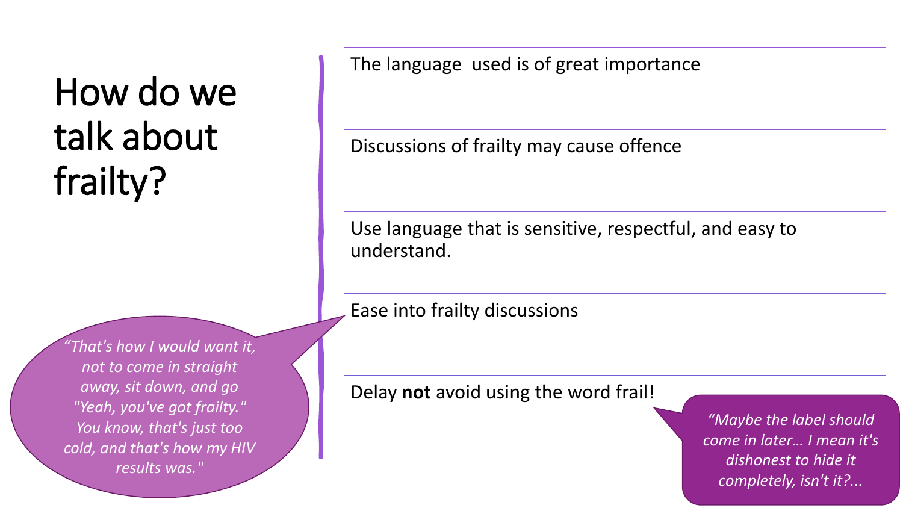# How do we talk about frailty?

The language used is of great importance

Discussions of frailty may cause offence

Use language that is sensitive, respectful, and easy to understand.

Ease into frailty discussions

> *"That's how I would want it, not to come in straight away, sit down, and go "Yeah, you've got frailty." You know, that's just too cold, and that's how my HIV results was."*

Delay **not** avoid using the word frail!

> *"Maybe the label should come in later… I mean it's dishonest to hide it completely, isn't it?...*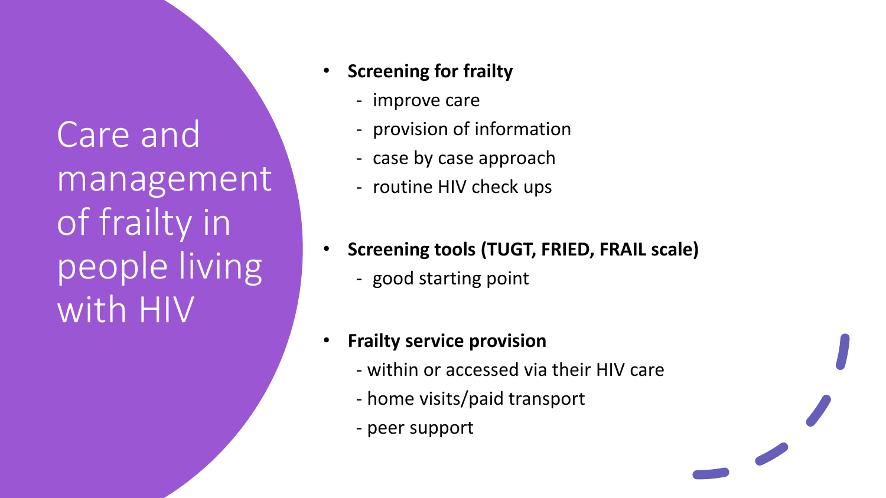# Care and management of frailty in people living with HIV

- **Screening for frailty**
  - improve care
  - provision of information
  - case by case approach
  - routine HIV check ups

- **Screening tools (TUGT, FRIED, FRAIL scale)**
  - good starting point

- **Frailty service provision**
  - within or accessed via their HIV care
  - home visits/paid transport
  - peer support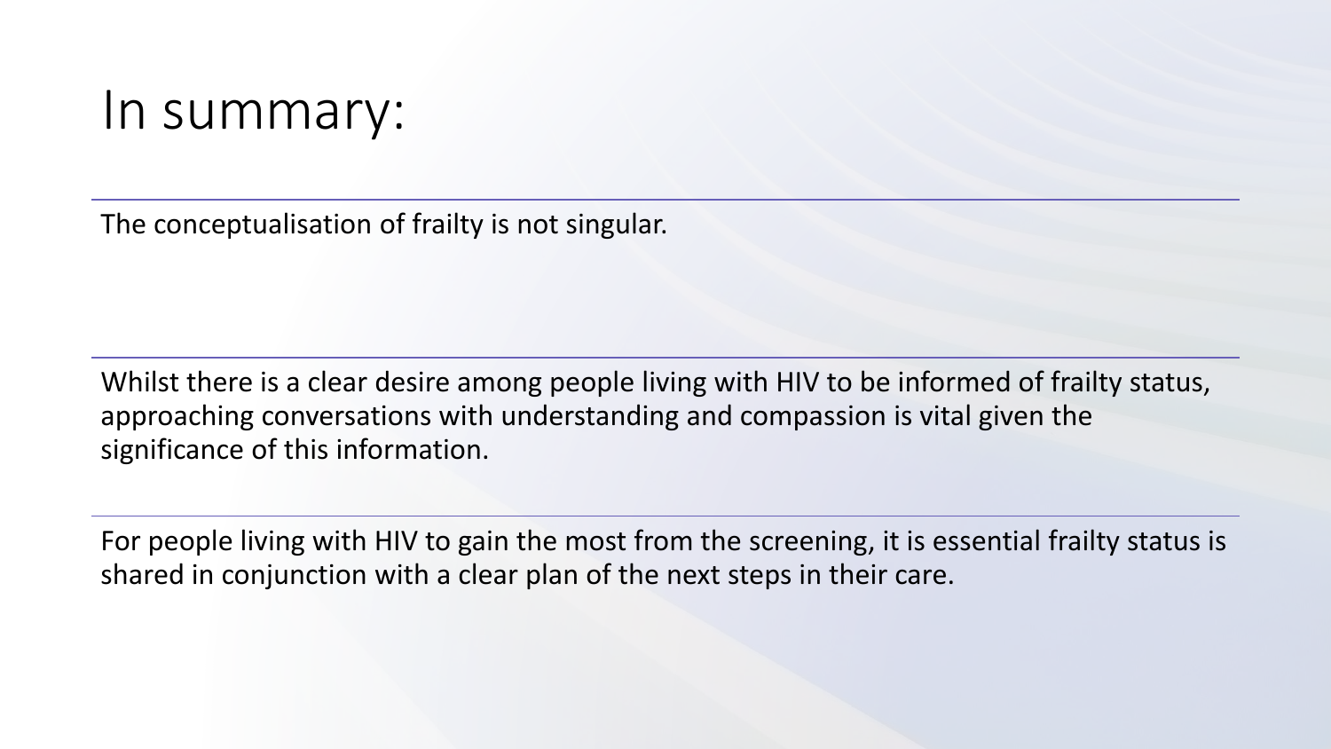# In summary:

The conceptualisation of frailty is not singular.

Whilst there is a clear desire among people living with HIV to be informed of frailty status, approaching conversations with understanding and compassion is vital given the significance of this information.

For people living with HIV to gain the most from the screening, it is essential frailty status is shared in conjunction with a clear plan of the next steps in their care.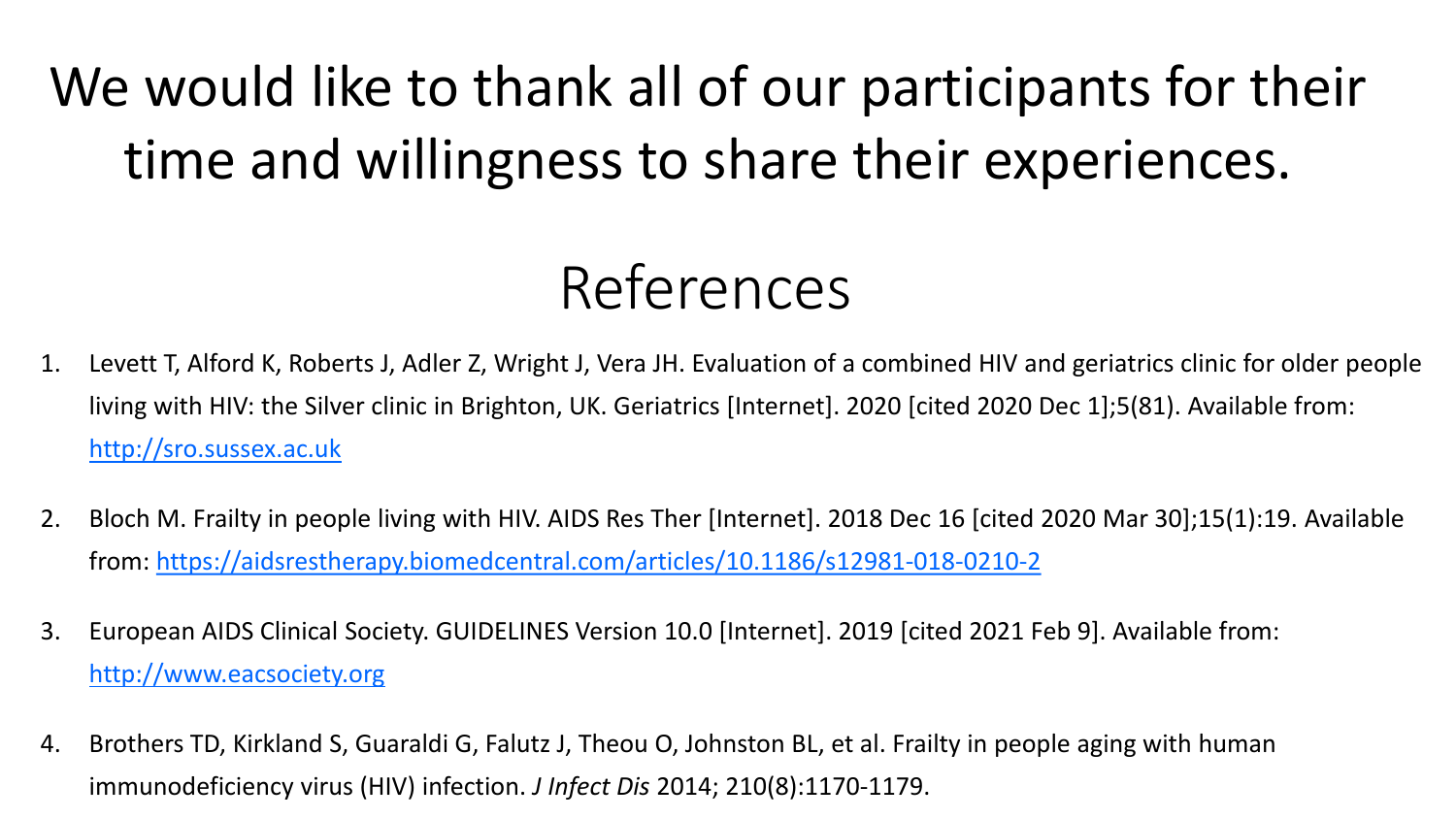# We would like to thank all of our participants for their time and willingness to share their experiences.

## References

1. Levett T, Alford K, Roberts J, Adler Z, Wright J, Vera JH. Evaluation of a combined HIV and geriatrics clinic for older people living with HIV: the Silver clinic in Brighton, UK. Geriatrics [Internet]. 2020 [cited 2020 Dec 1];5(81). Available from: http://sro.sussex.ac.uk

2. Bloch M. Frailty in people living with HIV. AIDS Res Ther [Internet]. 2018 Dec 16 [cited 2020 Mar 30];15(1):19. Available from: https://aidsrestherapy.biomedcentral.com/articles/10.1186/s12981-018-0210-2

3. European AIDS Clinical Society. GUIDELINES Version 10.0 [Internet]. 2019 [cited 2021 Feb 9]. Available from: http://www.eacsociety.org

4. Brothers TD, Kirkland S, Guaraldi G, Falutz J, Theou O, Johnston BL, et al. Frailty in people aging with human immunodeficiency virus (HIV) infection. *J Infect Dis* 2014; 210(8):1170-1179.